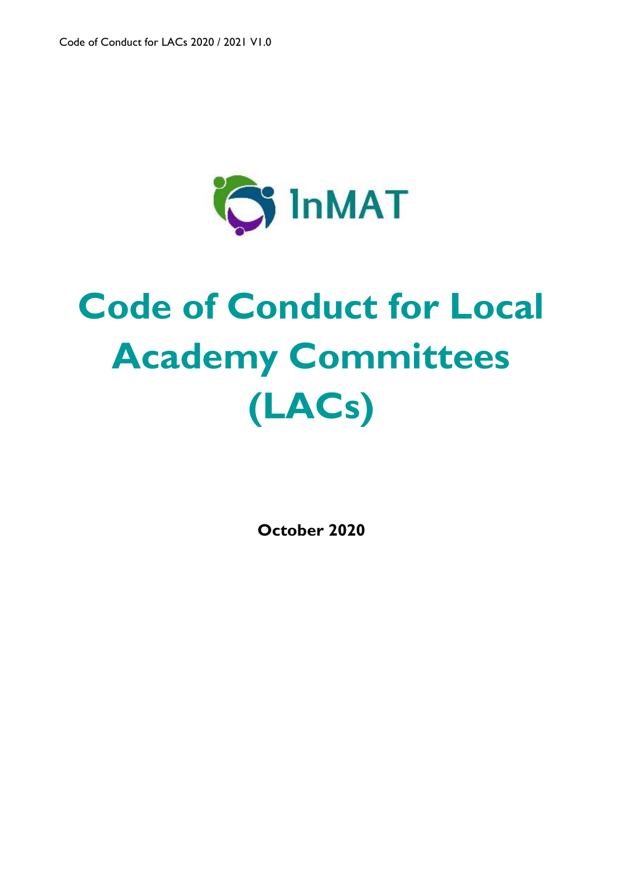InMAT

# Code of Conduct for Local Academy Committees (LACs)

**October 2020**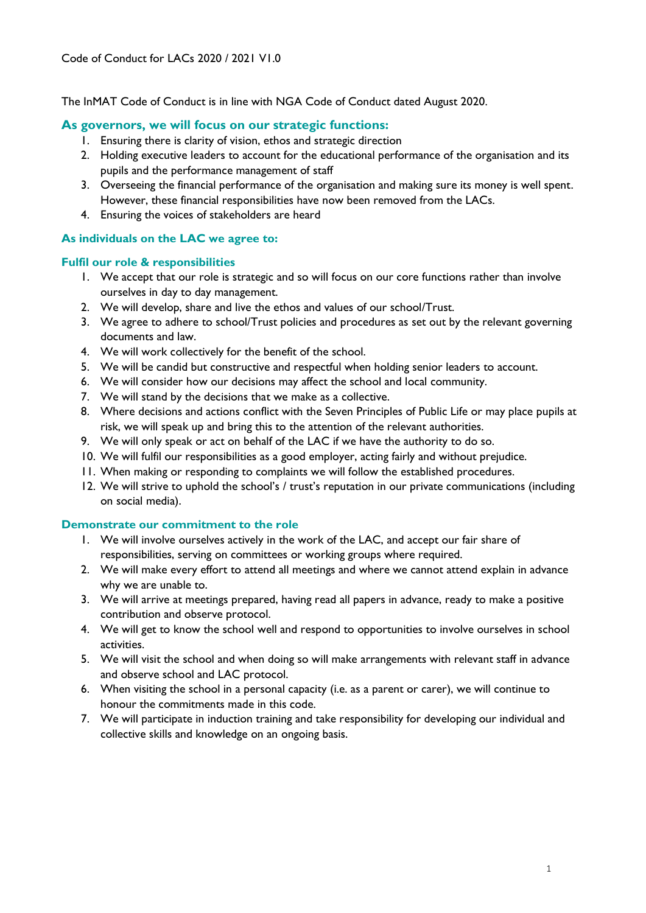Code of Conduct for LACs 2020 / 2021 V1.0

The InMAT Code of Conduct is in line with NGA Code of Conduct dated August 2020.

## As governors, we will focus on our strategic functions:

1. Ensuring there is clarity of vision, ethos and strategic direction
2. Holding executive leaders to account for the educational performance of the organisation and its pupils and the performance management of staff
3. Overseeing the financial performance of the organisation and making sure its money is well spent. However, these financial responsibilities have now been removed from the LACs.
4. Ensuring the voices of stakeholders are heard

## As individuals on the LAC we agree to:

### Fulfil our role & responsibilities

1. We accept that our role is strategic and so will focus on our core functions rather than involve ourselves in day to day management.
2. We will develop, share and live the ethos and values of our school/Trust.
3. We agree to adhere to school/Trust policies and procedures as set out by the relevant governing documents and law.
4. We will work collectively for the benefit of the school.
5. We will be candid but constructive and respectful when holding senior leaders to account.
6. We will consider how our decisions may affect the school and local community.
7. We will stand by the decisions that we make as a collective.
8. Where decisions and actions conflict with the Seven Principles of Public Life or may place pupils at risk, we will speak up and bring this to the attention of the relevant authorities.
9. We will only speak or act on behalf of the LAC if we have the authority to do so.
10. We will fulfil our responsibilities as a good employer, acting fairly and without prejudice.
11. When making or responding to complaints we will follow the established procedures.
12. We will strive to uphold the school's / trust's reputation in our private communications (including on social media).

### Demonstrate our commitment to the role

1. We will involve ourselves actively in the work of the LAC, and accept our fair share of responsibilities, serving on committees or working groups where required.
2. We will make every effort to attend all meetings and where we cannot attend explain in advance why we are unable to.
3. We will arrive at meetings prepared, having read all papers in advance, ready to make a positive contribution and observe protocol.
4. We will get to know the school well and respond to opportunities to involve ourselves in school activities.
5. We will visit the school and when doing so will make arrangements with relevant staff in advance and observe school and LAC protocol.
6. When visiting the school in a personal capacity (i.e. as a parent or carer), we will continue to honour the commitments made in this code.
7. We will participate in induction training and take responsibility for developing our individual and collective skills and knowledge on an ongoing basis.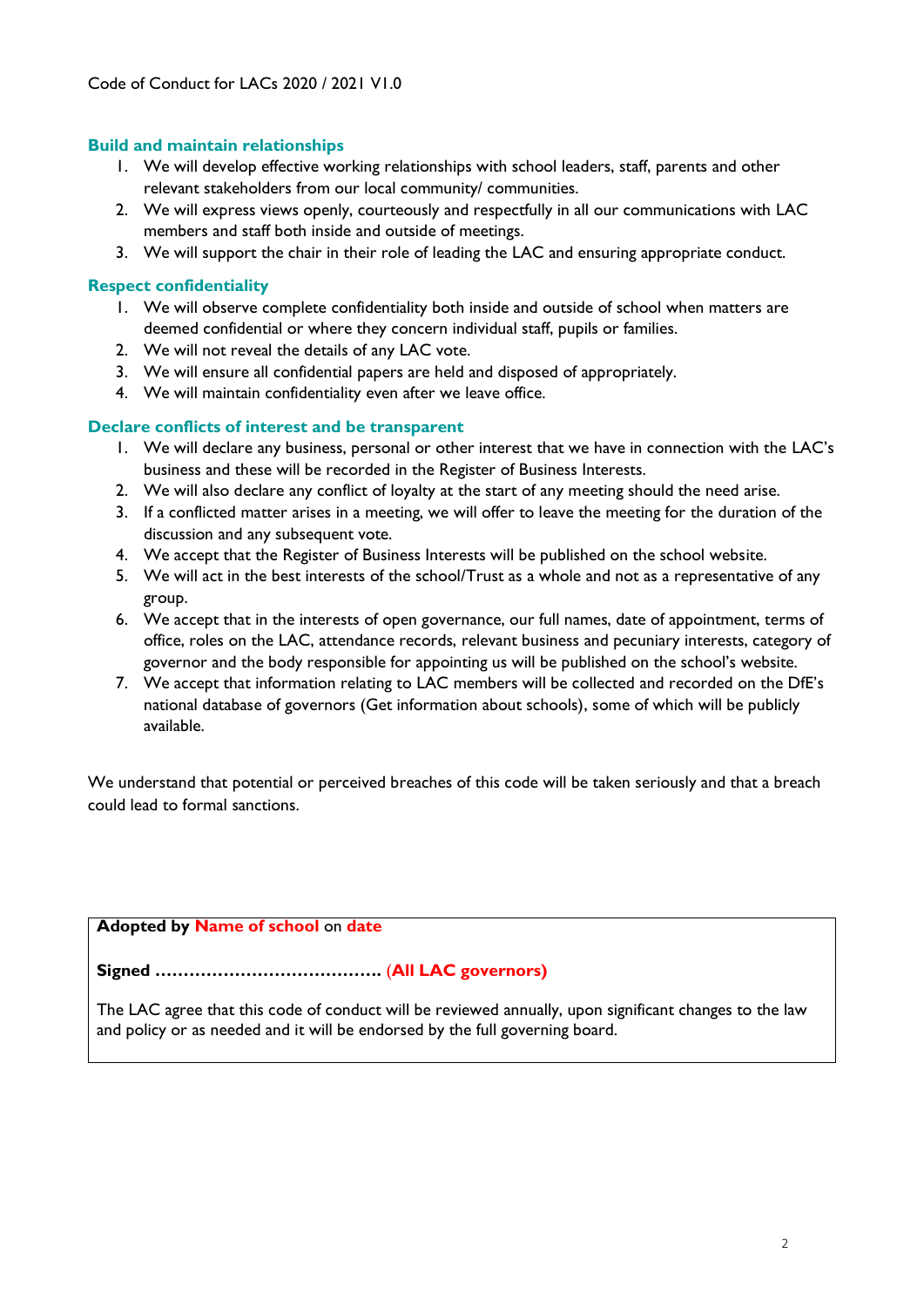### Build and maintain relationships

1. We will develop effective working relationships with school leaders, staff, parents and other relevant stakeholders from our local community/ communities.
2. We will express views openly, courteously and respectfully in all our communications with LAC members and staff both inside and outside of meetings.
3. We will support the chair in their role of leading the LAC and ensuring appropriate conduct.

### Respect confidentiality

1. We will observe complete confidentiality both inside and outside of school when matters are deemed confidential or where they concern individual staff, pupils or families.
2. We will not reveal the details of any LAC vote.
3. We will ensure all confidential papers are held and disposed of appropriately.
4. We will maintain confidentiality even after we leave office.

### Declare conflicts of interest and be transparent

1. We will declare any business, personal or other interest that we have in connection with the LAC's business and these will be recorded in the Register of Business Interests.
2. We will also declare any conflict of loyalty at the start of any meeting should the need arise.
3. If a conflicted matter arises in a meeting, we will offer to leave the meeting for the duration of the discussion and any subsequent vote.
4. We accept that the Register of Business Interests will be published on the school website.
5. We will act in the best interests of the school/Trust as a whole and not as a representative of any group.
6. We accept that in the interests of open governance, our full names, date of appointment, terms of office, roles on the LAC, attendance records, relevant business and pecuniary interests, category of governor and the body responsible for appointing us will be published on the school's website.
7. We accept that information relating to LAC members will be collected and recorded on the DfE's national database of governors (Get information about schools), some of which will be publicly available.

We understand that potential or perceived breaches of this code will be taken seriously and that a breach could lead to formal sanctions.

**Adopted by Name of school** on **date**

**Signed ……………………………………. (All LAC governors)**

The LAC agree that this code of conduct will be reviewed annually, upon significant changes to the law and policy or as needed and it will be endorsed by the full governing board.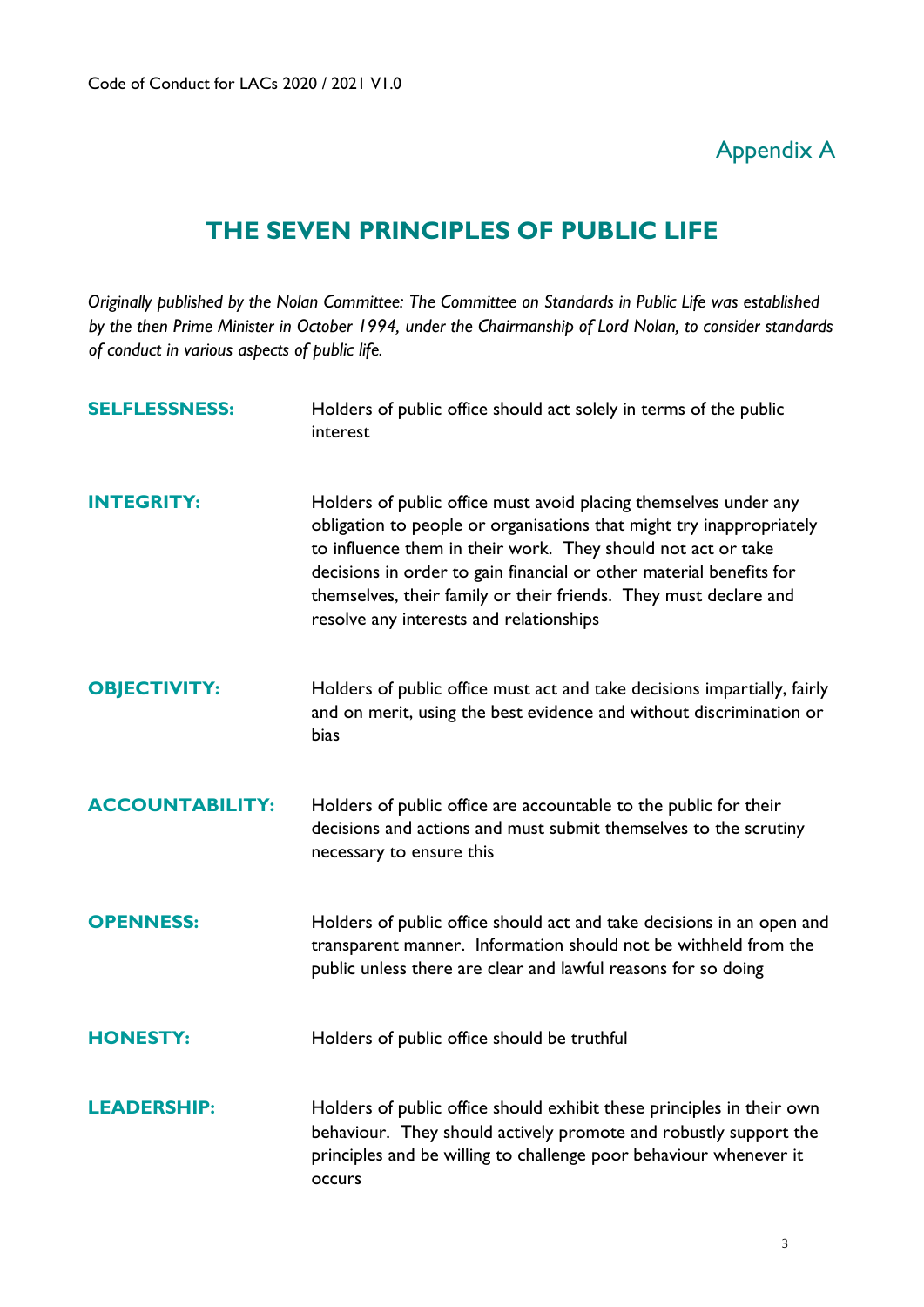Appendix A

# THE SEVEN PRINCIPLES OF PUBLIC LIFE

*Originally published by the Nolan Committee: The Committee on Standards in Public Life was established by the then Prime Minister in October 1994, under the Chairmanship of Lord Nolan, to consider standards of conduct in various aspects of public life.*

**SELFLESSNESS:** Holders of public office should act solely in terms of the public interest

**INTEGRITY:** Holders of public office must avoid placing themselves under any obligation to people or organisations that might try inappropriately to influence them in their work. They should not act or take decisions in order to gain financial or other material benefits for themselves, their family or their friends. They must declare and resolve any interests and relationships

**OBJECTIVITY:** Holders of public office must act and take decisions impartially, fairly and on merit, using the best evidence and without discrimination or bias

**ACCOUNTABILITY:** Holders of public office are accountable to the public for their decisions and actions and must submit themselves to the scrutiny necessary to ensure this

**OPENNESS:** Holders of public office should act and take decisions in an open and transparent manner. Information should not be withheld from the public unless there are clear and lawful reasons for so doing

**HONESTY:** Holders of public office should be truthful

**LEADERSHIP:** Holders of public office should exhibit these principles in their own behaviour. They should actively promote and robustly support the principles and be willing to challenge poor behaviour whenever it occurs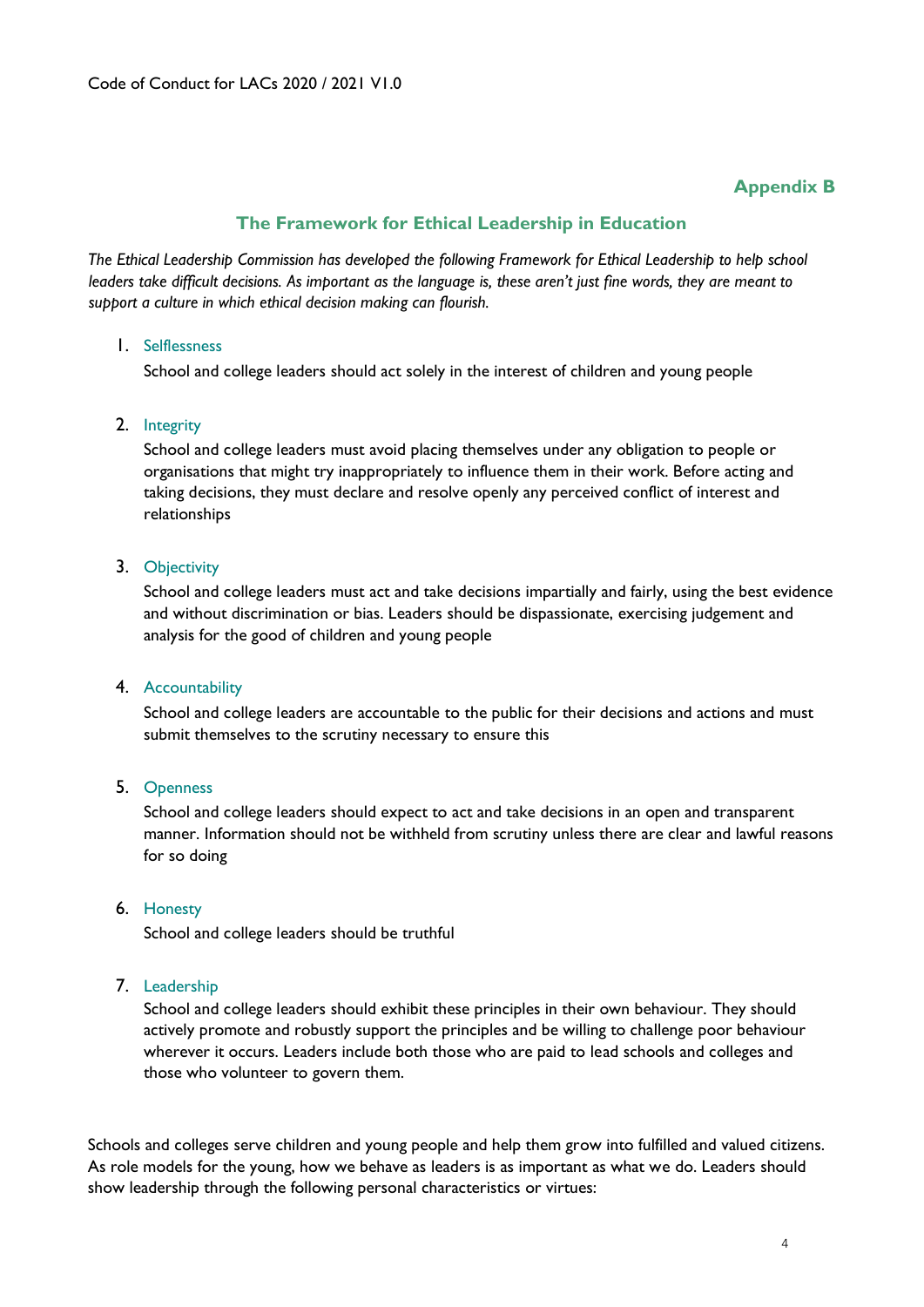## Appendix B

### The Framework for Ethical Leadership in Education

*The Ethical Leadership Commission has developed the following Framework for Ethical Leadership to help school leaders take difficult decisions. As important as the language is, these aren't just fine words, they are meant to support a culture in which ethical decision making can flourish.*

1. Selflessness

   School and college leaders should act solely in the interest of children and young people

2. Integrity

   School and college leaders must avoid placing themselves under any obligation to people or organisations that might try inappropriately to influence them in their work. Before acting and taking decisions, they must declare and resolve openly any perceived conflict of interest and relationships

3. Objectivity

   School and college leaders must act and take decisions impartially and fairly, using the best evidence and without discrimination or bias. Leaders should be dispassionate, exercising judgement and analysis for the good of children and young people

4. Accountability

   School and college leaders are accountable to the public for their decisions and actions and must submit themselves to the scrutiny necessary to ensure this

5. Openness

   School and college leaders should expect to act and take decisions in an open and transparent manner. Information should not be withheld from scrutiny unless there are clear and lawful reasons for so doing

6. Honesty

   School and college leaders should be truthful

7. Leadership

   School and college leaders should exhibit these principles in their own behaviour. They should actively promote and robustly support the principles and be willing to challenge poor behaviour wherever it occurs. Leaders include both those who are paid to lead schools and colleges and those who volunteer to govern them.

Schools and colleges serve children and young people and help them grow into fulfilled and valued citizens. As role models for the young, how we behave as leaders is as important as what we do. Leaders should show leadership through the following personal characteristics or virtues: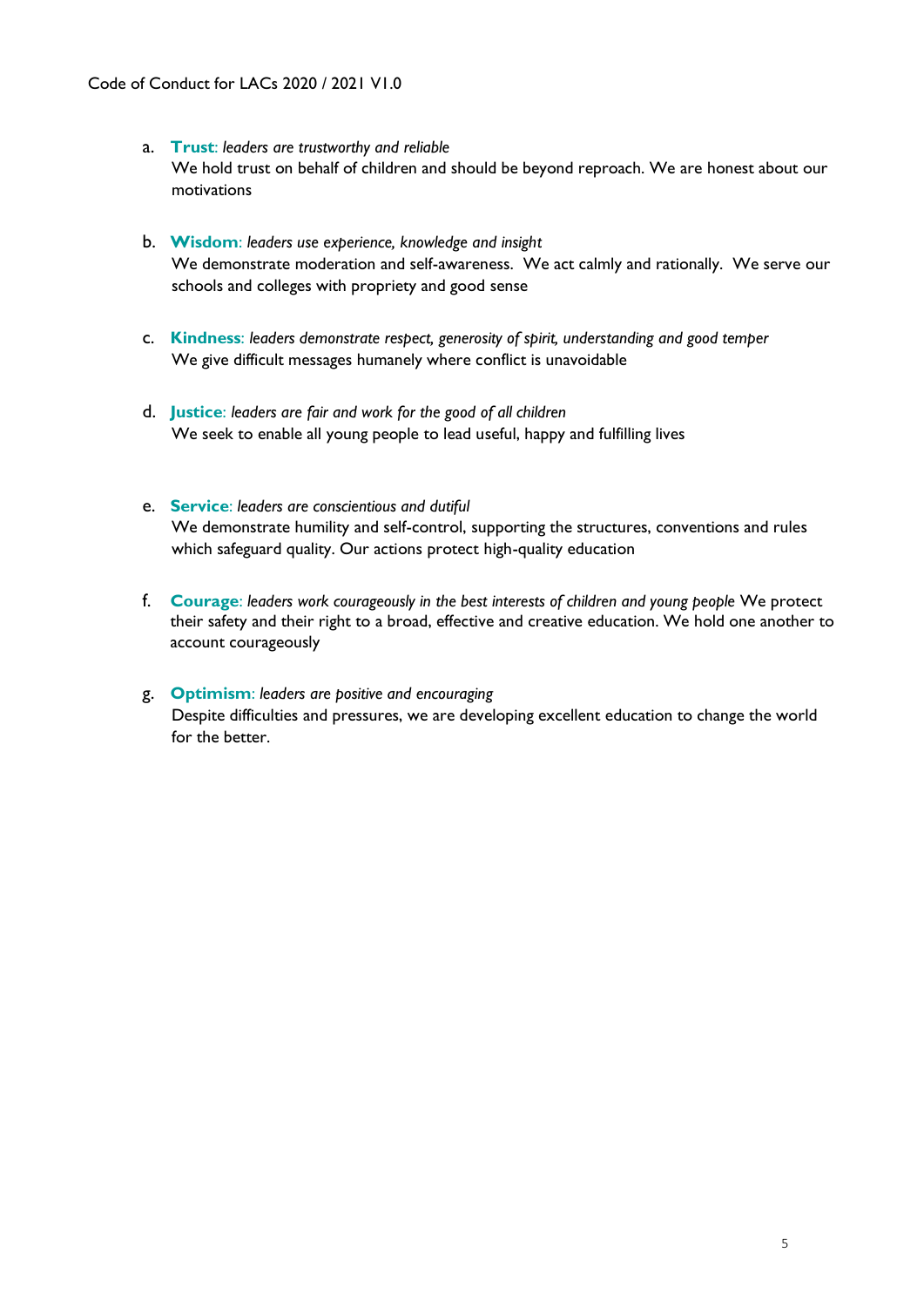a. **Trust**: *leaders are trustworthy and reliable*
   We hold trust on behalf of children and should be beyond reproach. We are honest about our motivations

b. **Wisdom**: *leaders use experience, knowledge and insight*
   We demonstrate moderation and self-awareness. We act calmly and rationally. We serve our schools and colleges with propriety and good sense

c. **Kindness**: *leaders demonstrate respect, generosity of spirit, understanding and good temper*
   We give difficult messages humanely where conflict is unavoidable

d. **Justice**: *leaders are fair and work for the good of all children*
   We seek to enable all young people to lead useful, happy and fulfilling lives

e. **Service**: *leaders are conscientious and dutiful*
   We demonstrate humility and self-control, supporting the structures, conventions and rules which safeguard quality. Our actions protect high-quality education

f. **Courage**: *leaders work courageously in the best interests of children and young people* We protect their safety and their right to a broad, effective and creative education. We hold one another to account courageously

g. **Optimism**: *leaders are positive and encouraging*
   Despite difficulties and pressures, we are developing excellent education to change the world for the better.